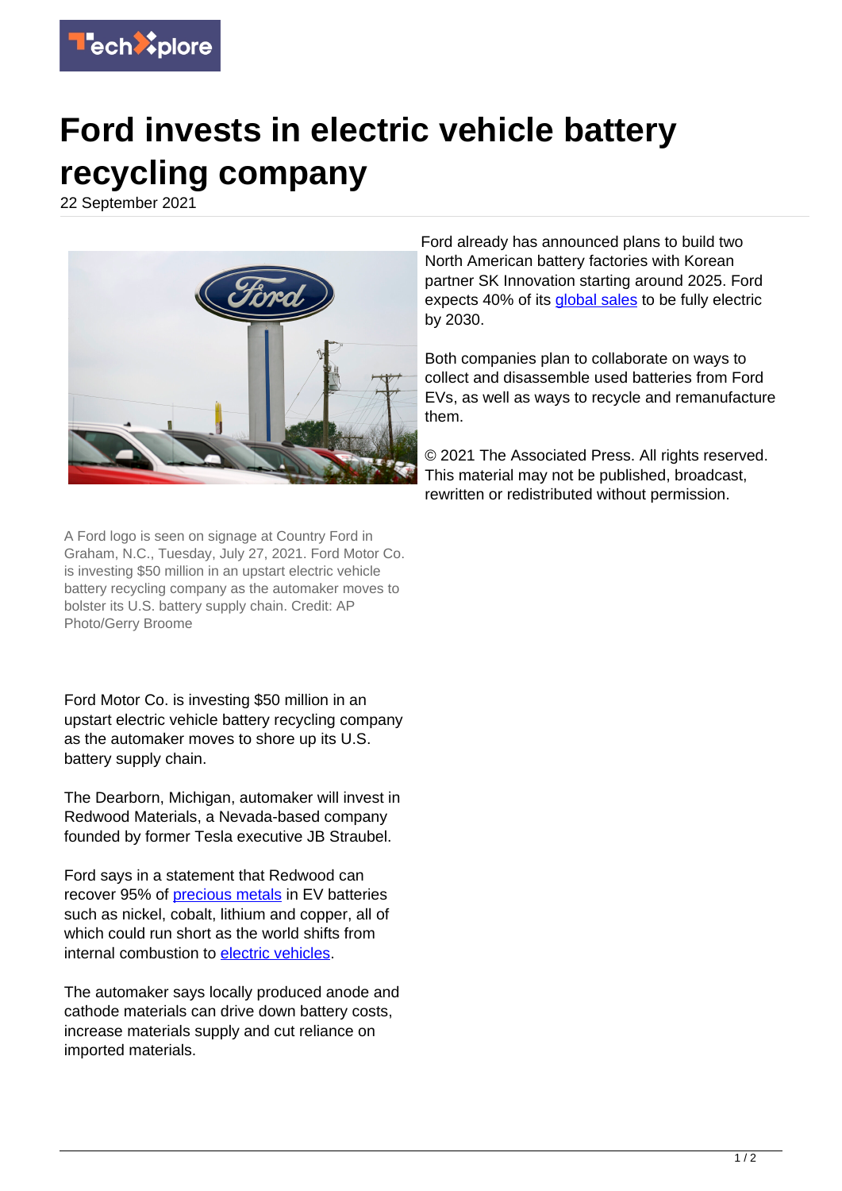# Ford invests in electric vehicle battery recycling company

22 September 2021

A Ford logo is seen on signage at Country Ford in Graham, N.C., Tuesday, July 27, 2021. Ford Motor Co. is investing $50 million in an upstart electric vehicle battery recycling company as the automaker moves to bolster its U.S. battery supply chain. Credit: AP Photo/Gerry Broome

Ford Motor Co. is investing $50 million in an upstart electric vehicle battery recycling company as the automaker moves to shore up its U.S. battery supply chain.

The Dearborn, Michigan, automaker will invest in Redwood Materials, a Nevada-based company founded by former Tesla executive JB Straubel.

Ford says in a statement that Redwood can recover 95% of precious metals in EV batteries such as nickel, cobalt, lithium and copper, all of which could run short as the world shifts from internal combustion to electric vehicles.

The automaker says locally produced anode and cathode materials can drive down battery costs, increase materials supply and cut reliance on imported materials.

Ford already has announced plans to build two North American battery factories with Korean partner SK Innovation starting around 2025. Ford expects 40% of its global sales to be fully electric by 2030.

Both companies plan to collaborate on ways to collect and disassemble used batteries from Ford EVs, as well as ways to recycle and remanufacture them.

© 2021 The Associated Press. All rights reserved. This material may not be published, broadcast, rewritten or redistributed without permission.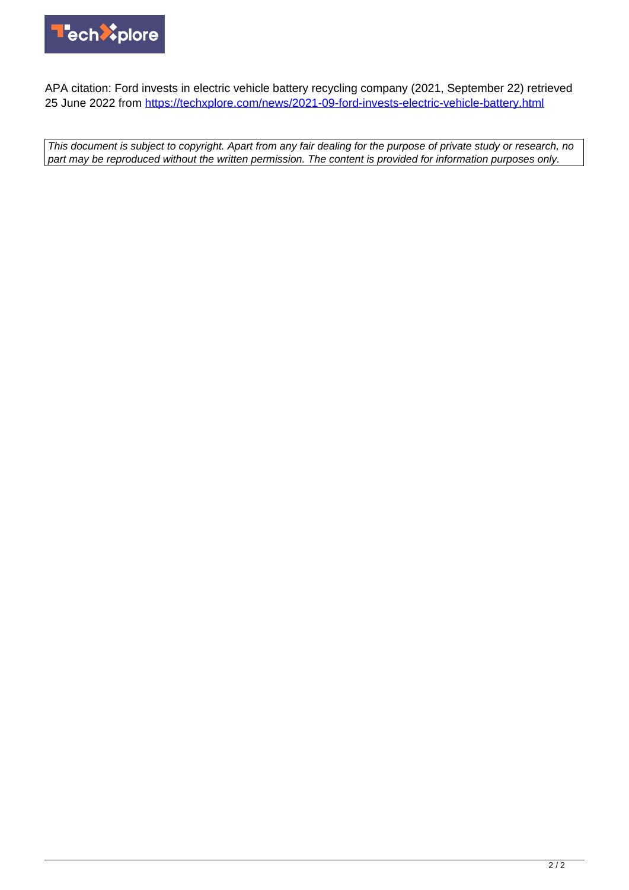APA citation: Ford invests in electric vehicle battery recycling company (2021, September 22) retrieved 25 June 2022 from https://techxplore.com/news/2021-09-ford-invests-electric-vehicle-battery.html

*This document is subject to copyright. Apart from any fair dealing for the purpose of private study or research, no part may be reproduced without the written permission. The content is provided for information purposes only.*